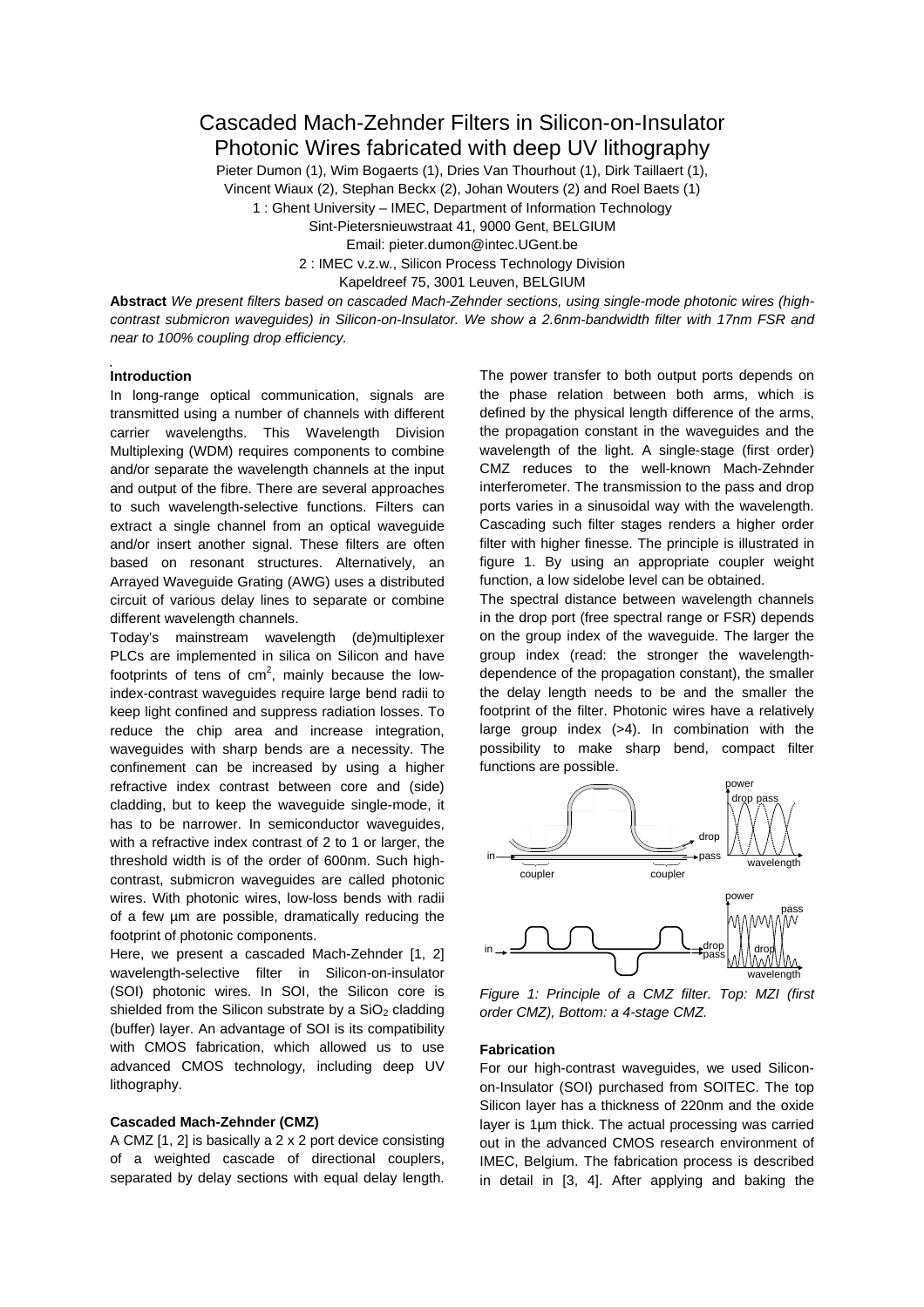# Cascaded Mach-Zehnder Filters in Silicon-on-Insulator Photonic Wires fabricated with deep UV lithography

Pieter Dumon (1), Wim Bogaerts (1), Dries Van Thourhout (1), Dirk Taillaert (1), Vincent Wiaux (2), Stephan Beckx (2), Johan Wouters (2) and Roel Baets (1)

1 : Ghent University – IMEC, Department of Information Technology
Sint-Pietersnieuwstraat 41, 9000 Gent, BELGIUM
Email: pieter.dumon@intec.UGent.be
2 : IMEC v.z.w., Silicon Process Technology Division
Kapeldreef 75, 3001 Leuven, BELGIUM

**Abstract** *We present filters based on cascaded Mach-Zehnder sections, using single-mode photonic wires (high-contrast submicron waveguides) in Silicon-on-Insulator. We show a 2.6nm-bandwidth filter with 17nm FSR and near to 100% coupling drop efficiency.*

## Introduction

In long-range optical communication, signals are transmitted using a number of channels with different carrier wavelengths. This Wavelength Division Multiplexing (WDM) requires components to combine and/or separate the wavelength channels at the input and output of the fibre. There are several approaches to such wavelength-selective functions. Filters can extract a single channel from an optical waveguide and/or insert another signal. These filters are often based on resonant structures. Alternatively, an Arrayed Waveguide Grating (AWG) uses a distributed circuit of various delay lines to separate or combine different wavelength channels.

Today's mainstream wavelength (de)multiplexer PLCs are implemented in silica on Silicon and have footprints of tens of $cm^2$, mainly because the low-index-contrast waveguides require large bend radii to keep light confined and suppress radiation losses. To reduce the chip area and increase integration, waveguides with sharp bends are a necessity. The confinement can be increased by using a higher refractive index contrast between core and (side) cladding, but to keep the waveguide single-mode, it has to be narrower. In semiconductor waveguides, with a refractive index contrast of 2 to 1 or larger, the threshold width is of the order of 600nm. Such high-contrast, submicron waveguides are called photonic wires. With photonic wires, low-loss bends with radii of a few µm are possible, dramatically reducing the footprint of photonic components.

Here, we present a cascaded Mach-Zehnder [1, 2] wavelength-selective filter in Silicon-on-insulator (SOI) photonic wires. In SOI, the Silicon core is shielded from the Silicon substrate by a $SiO_2$ cladding (buffer) layer. An advantage of SOI is its compatibility with CMOS fabrication, which allowed us to use advanced CMOS technology, including deep UV lithography.

## Cascaded Mach-Zehnder (CMZ)

A CMZ [1, 2] is basically a 2 x 2 port device consisting of a weighted cascade of directional couplers, separated by delay sections with equal delay length. The power transfer to both output ports depends on the phase relation between both arms, which is defined by the physical length difference of the arms, the propagation constant in the waveguides and the wavelength of the light. A single-stage (first order) CMZ reduces to the well-known Mach-Zehnder interferometer. The transmission to the pass and drop ports varies in a sinusoidal way with the wavelength. Cascading such filter stages renders a higher order filter with higher finesse. The principle is illustrated in figure 1. By using an appropriate coupler weight function, a low sidelobe level can be obtained.

The spectral distance between wavelength channels in the drop port (free spectral range or FSR) depends on the group index of the waveguide. The larger the group index (read: the stronger the wavelength-dependence of the propagation constant), the smaller the delay length needs to be and the smaller the footprint of the filter. Photonic wires have a relatively large group index (>4). In combination with the possibility to make sharp bend, compact filter functions are possible.

*Figure 1: Principle of a CMZ filter. Top: MZI (first order CMZ), Bottom: a 4-stage CMZ.*

## Fabrication

For our high-contrast waveguides, we used Silicon-on-Insulator (SOI) purchased from SOITEC. The top Silicon layer has a thickness of 220nm and the oxide layer is 1µm thick. The actual processing was carried out in the advanced CMOS research environment of IMEC, Belgium. The fabrication process is described in detail in [3, 4]. After applying and baking the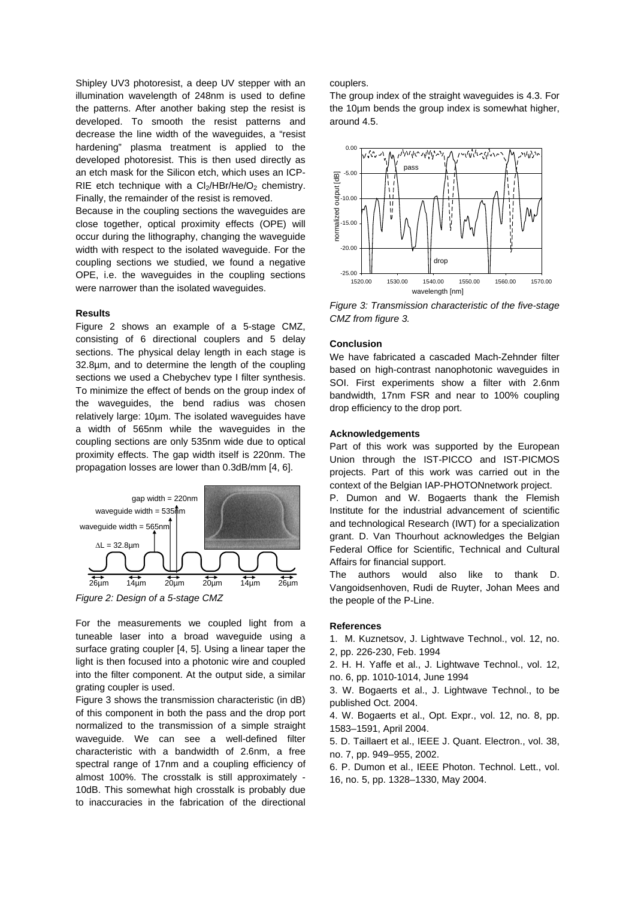Shipley UV3 photoresist, a deep UV stepper with an illumination wavelength of 248nm is used to define the patterns. After another baking step the resist is developed. To smooth the resist patterns and decrease the line width of the waveguides, a "resist hardening" plasma treatment is applied to the developed photoresist. This is then used directly as an etch mask for the Silicon etch, which uses an ICP-RIE etch technique with a $Cl_2/HBr/He/O_2$ chemistry. Finally, the remainder of the resist is removed.

Because in the coupling sections the waveguides are close together, optical proximity effects (OPE) will occur during the lithography, changing the waveguide width with respect to the isolated waveguide. For the coupling sections we studied, we found a negative OPE, i.e. the waveguides in the coupling sections were narrower than the isolated waveguides.

### Results

Figure 2 shows an example of a 5-stage CMZ, consisting of 6 directional couplers and 5 delay sections. The physical delay length in each stage is 32.8µm, and to determine the length of the coupling sections we used a Chebychev type I filter synthesis. To minimize the effect of bends on the group index of the waveguides, the bend radius was chosen relatively large: 10µm. The isolated waveguides have a width of 565nm while the waveguides in the coupling sections are only 535nm wide due to optical proximity effects. The gap width itself is 220nm. The propagation losses are lower than 0.3dB/mm [4, 6].

gap width = 220nm
waveguide width = 535nm
waveguide width = 565nm
ΔL = 32.8µm
26µm 14µm 20µm 20µm 14µm 26µm

*Figure 2: Design of a 5-stage CMZ*

For the measurements we coupled light from a tuneable laser into a broad waveguide using a surface grating coupler [4, 5]. Using a linear taper the light is then focused into a photonic wire and coupled into the filter component. At the output side, a similar grating coupler is used.

Figure 3 shows the transmission characteristic (in dB) of this component in both the pass and the drop port normalized to the transmission of a simple straight waveguide. We can see a well-defined filter characteristic with a bandwidth of 2.6nm, a free spectral range of 17nm and a coupling efficiency of almost 100%. The crosstalk is still approximately -10dB. This somewhat high crosstalk is probably due to inaccuracies in the fabrication of the directional couplers.

The group index of the straight waveguides is 4.3. For the 10µm bends the group index is somewhat higher, around 4.5.

normalized output [dB]
0.00
-5.00
-10.00
-15.00
-20.00
-25.00
pass
drop
1520.00 1530.00 1540.00 1550.00 1560.00 1570.00
wavelength [nm]

*Figure 3: Transmission characteristic of the five-stage CMZ from figure 3.*

### Conclusion

We have fabricated a cascaded Mach-Zehnder filter based on high-contrast nanophotonic waveguides in SOI. First experiments show a filter with 2.6nm bandwidth, 17nm FSR and near to 100% coupling drop efficiency to the drop port.

### Acknowledgements

Part of this work was supported by the European Union through the IST-PICCO and IST-PICMOS projects. Part of this work was carried out in the context of the Belgian IAP-PHOTONnetwork project.

P. Dumon and W. Bogaerts thank the Flemish Institute for the industrial advancement of scientific and technological Research (IWT) for a specialization grant. D. Van Thourhout acknowledges the Belgian Federal Office for Scientific, Technical and Cultural Affairs for financial support.

The authors would also like to thank D. Vangoidsenhoven, Rudi de Ruyter, Johan Mees and the people of the P-Line.

### References

1. M. Kuznetsov, J. Lightwave Technol., vol. 12, no. 2, pp. 226-230, Feb. 1994
2. H. H. Yaffe et al., J. Lightwave Technol., vol. 12, no. 6, pp. 1010-1014, June 1994
3. W. Bogaerts et al., J. Lightwave Technol., to be published Oct. 2004.
4. W. Bogaerts et al., Opt. Expr., vol. 12, no. 8, pp. 1583–1591, April 2004.
5. D. Taillaert et al., IEEE J. Quant. Electron., vol. 38, no. 7, pp. 949–955, 2002.
6. P. Dumon et al., IEEE Photon. Technol. Lett., vol. 16, no. 5, pp. 1328–1330, May 2004.